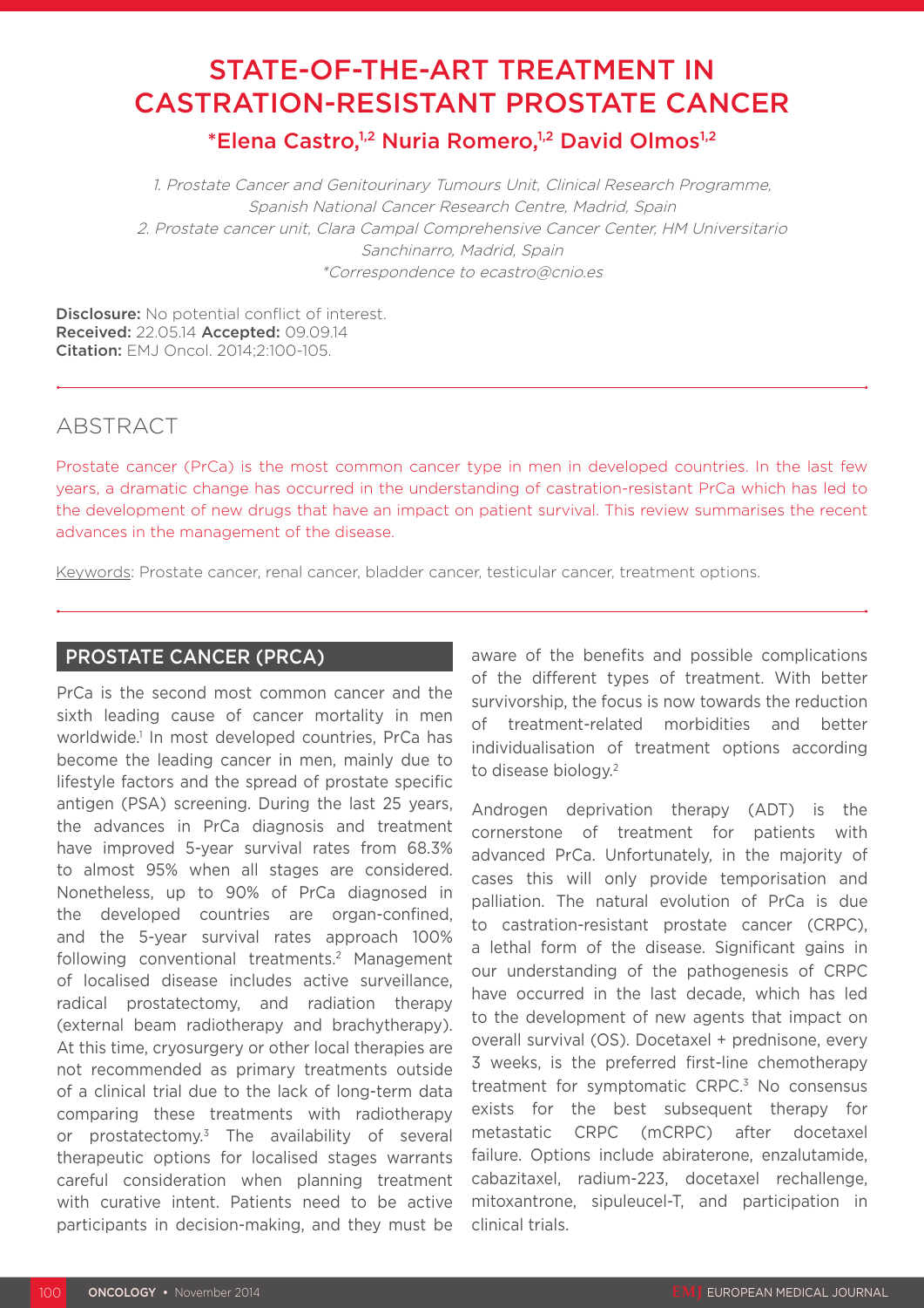# STATE-OF-THE-ART TREATMENT IN CASTRATION-RESISTANT PROSTATE CANCER

**\*Elena Castro,[1,2] Nuria Romero,[1,2] David Olmos[1,2]**

*1. Prostate Cancer and Genitourinary Tumours Unit, Clinical Research Programme, Spanish National Cancer Research Centre, Madrid, Spain*
*2. Prostate cancer unit, Clara Campal Comprehensive Cancer Center, HM Universitario Sanchinarro, Madrid, Spain*
*\*Correspondence to ecastro@cnio.es*

**Disclosure:** No potential conflict of interest.
**Received:** 22.05.14 **Accepted:** 09.09.14
**Citation:** EMJ Oncol. 2014;2:100-105.

## ABSTRACT

Prostate cancer (PrCa) is the most common cancer type in men in developed countries. In the last few years, a dramatic change has occurred in the understanding of castration-resistant PrCa which has led to the development of new drugs that have an impact on patient survival. This review summarises the recent advances in the management of the disease.

Keywords: Prostate cancer, renal cancer, bladder cancer, testicular cancer, treatment options.

## PROSTATE CANCER (PRCA)

PrCa is the second most common cancer and the sixth leading cause of cancer mortality in men worldwide.[1] In most developed countries, PrCa has become the leading cancer in men, mainly due to lifestyle factors and the spread of prostate specific antigen (PSA) screening. During the last 25 years, the advances in PrCa diagnosis and treatment have improved 5-year survival rates from 68.3% to almost 95% when all stages are considered. Nonetheless, up to 90% of PrCa diagnosed in the developed countries are organ-confined, and the 5-year survival rates approach 100% following conventional treatments.[2] Management of localised disease includes active surveillance, radical prostatectomy, and radiation therapy (external beam radiotherapy and brachytherapy). At this time, cryosurgery or other local therapies are not recommended as primary treatments outside of a clinical trial due to the lack of long-term data comparing these treatments with radiotherapy or prostatectomy.[3] The availability of several therapeutic options for localised stages warrants careful consideration when planning treatment with curative intent. Patients need to be active participants in decision-making, and they must be aware of the benefits and possible complications of the different types of treatment. With better survivorship, the focus is now towards the reduction of treatment-related morbidities and better individualisation of treatment options according to disease biology.[2]

Androgen deprivation therapy (ADT) is the cornerstone of treatment for patients with advanced PrCa. Unfortunately, in the majority of cases this will only provide temporisation and palliation. The natural evolution of PrCa is due to castration-resistant prostate cancer (CRPC), a lethal form of the disease. Significant gains in our understanding of the pathogenesis of CRPC have occurred in the last decade, which has led to the development of new agents that impact on overall survival (OS). Docetaxel + prednisone, every 3 weeks, is the preferred first-line chemotherapy treatment for symptomatic CRPC.[3] No consensus exists for the best subsequent therapy for metastatic CRPC (mCRPC) after docetaxel failure. Options include abiraterone, enzalutamide, cabazitaxel, radium-223, docetaxel rechallenge, mitoxantrone, sipuleucel-T, and participation in clinical trials.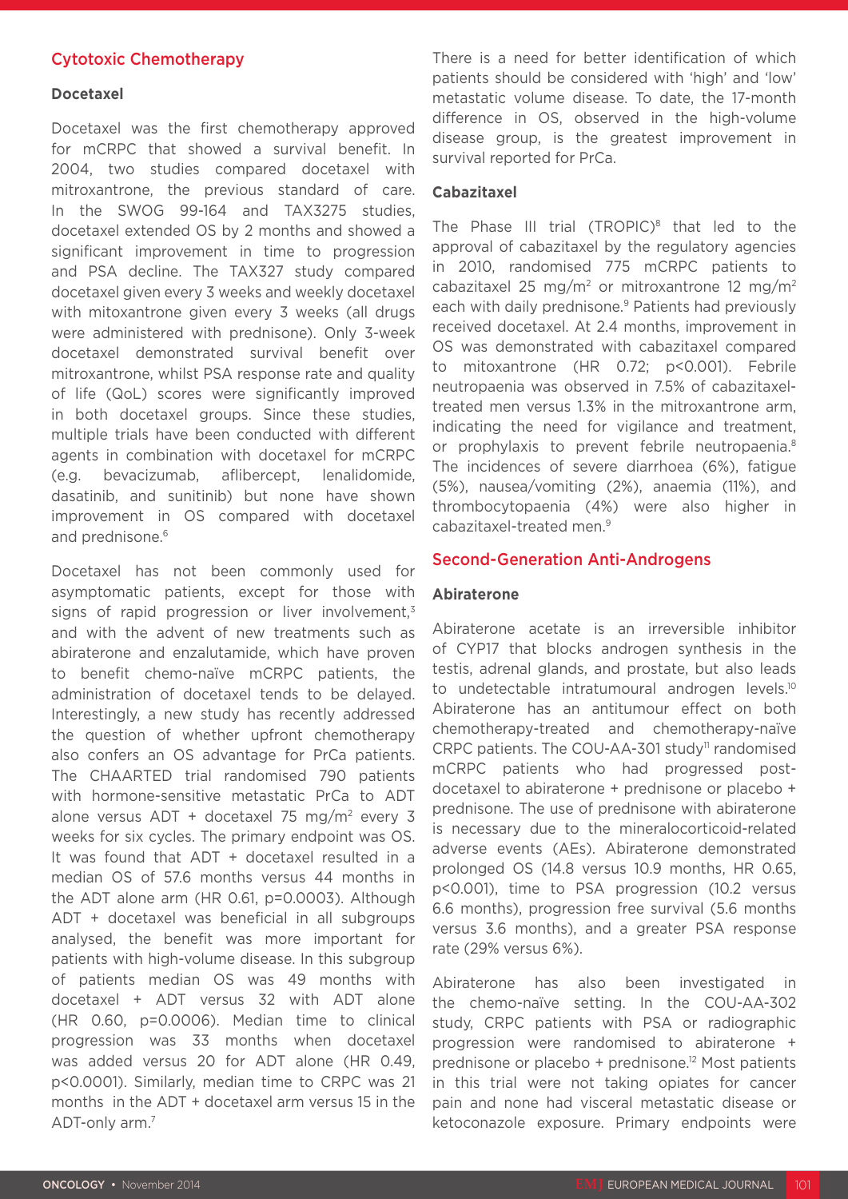## Cytotoxic Chemotherapy

### Docetaxel

Docetaxel was the first chemotherapy approved for mCRPC that showed a survival benefit. In 2004, two studies compared docetaxel with mitroxantrone, the previous standard of care. In the SWOG 99-164 and TAX3275 studies, docetaxel extended OS by 2 months and showed a significant improvement in time to progression and PSA decline. The TAX327 study compared docetaxel given every 3 weeks and weekly docetaxel with mitoxantrone given every 3 weeks (all drugs were administered with prednisone). Only 3-week docetaxel demonstrated survival benefit over mitroxantrone, whilst PSA response rate and quality of life (QoL) scores were significantly improved in both docetaxel groups. Since these studies, multiple trials have been conducted with different agents in combination with docetaxel for mCRPC (e.g. bevacizumab, aflibercept, lenalidomide, dasatinib, and sunitinib) but none have shown improvement in OS compared with docetaxel and prednisone.[6]

Docetaxel has not been commonly used for asymptomatic patients, except for those with signs of rapid progression or liver involvement,[3] and with the advent of new treatments such as abiraterone and enzalutamide, which have proven to benefit chemo-naïve mCRPC patients, the administration of docetaxel tends to be delayed. Interestingly, a new study has recently addressed the question of whether upfront chemotherapy also confers an OS advantage for PrCa patients. The CHAARTED trial randomised 790 patients with hormone-sensitive metastatic PrCa to ADT alone versus ADT + docetaxel 75 mg/m$^2$ every 3 weeks for six cycles. The primary endpoint was OS. It was found that ADT + docetaxel resulted in a median OS of 57.6 months versus 44 months in the ADT alone arm (HR 0.61, p=0.0003). Although ADT + docetaxel was beneficial in all subgroups analysed, the benefit was more important for patients with high-volume disease. In this subgroup of patients median OS was 49 months with docetaxel + ADT versus 32 with ADT alone (HR 0.60, p=0.0006). Median time to clinical progression was 33 months when docetaxel was added versus 20 for ADT alone (HR 0.49, p<0.0001). Similarly, median time to CRPC was 21 months in the ADT + docetaxel arm versus 15 in the ADT-only arm.[7]

There is a need for better identification of which patients should be considered with 'high' and 'low' metastatic volume disease. To date, the 17-month difference in OS, observed in the high-volume disease group, is the greatest improvement in survival reported for PrCa.

### Cabazitaxel

The Phase III trial (TROPIC)[8] that led to the approval of cabazitaxel by the regulatory agencies in 2010, randomised 775 mCRPC patients to cabazitaxel 25 mg/m$^2$ or mitroxantrone 12 mg/m$^2$ each with daily prednisone.[9] Patients had previously received docetaxel. At 2.4 months, improvement in OS was demonstrated with cabazitaxel compared to mitoxantrone (HR 0.72; p<0.001). Febrile neutropaenia was observed in 7.5% of cabazitaxel-treated men versus 1.3% in the mitroxantrone arm, indicating the need for vigilance and treatment, or prophylaxis to prevent febrile neutropaenia.[8] The incidences of severe diarrhoea (6%), fatigue (5%), nausea/vomiting (2%), anaemia (11%), and thrombocytopaenia (4%) were also higher in cabazitaxel-treated men.[9]

## Second-Generation Anti-Androgens

### Abiraterone

Abiraterone acetate is an irreversible inhibitor of CYP17 that blocks androgen synthesis in the testis, adrenal glands, and prostate, but also leads to undetectable intratumoural androgen levels.[10] Abiraterone has an antitumour effect on both chemotherapy-treated and chemotherapy-naïve CRPC patients. The COU-AA-301 study[11] randomised mCRPC patients who had progressed post-docetaxel to abiraterone + prednisone or placebo + prednisone. The use of prednisone with abiraterone is necessary due to the mineralocorticoid-related adverse events (AEs). Abiraterone demonstrated prolonged OS (14.8 versus 10.9 months, HR 0.65, p<0.001), time to PSA progression (10.2 versus 6.6 months), progression free survival (5.6 months versus 3.6 months), and a greater PSA response rate (29% versus 6%).

Abiraterone has also been investigated in the chemo-naïve setting. In the COU-AA-302 study, CRPC patients with PSA or radiographic progression were randomised to abiraterone + prednisone or placebo + prednisone.[12] Most patients in this trial were not taking opiates for cancer pain and none had visceral metastatic disease or ketoconazole exposure. Primary endpoints were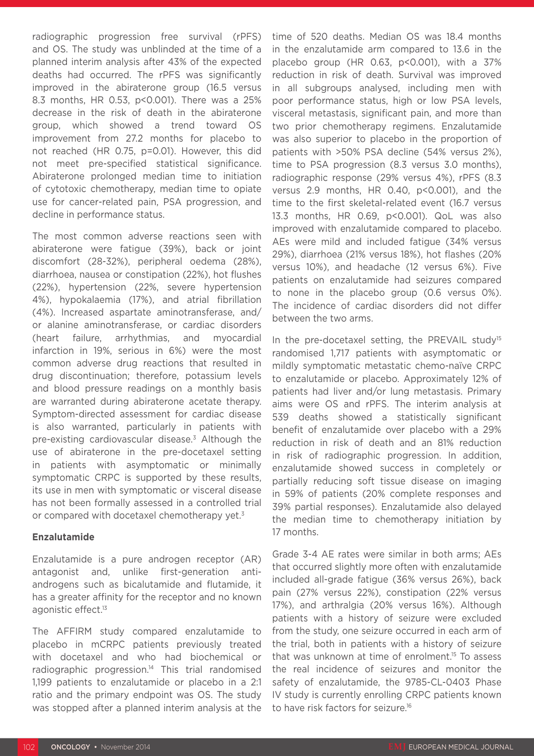radiographic progression free survival (rPFS) and OS. The study was unblinded at the time of a planned interim analysis after 43% of the expected deaths had occurred. The rPFS was significantly improved in the abiraterone group (16.5 versus 8.3 months, HR 0.53, p<0.001). There was a 25% decrease in the risk of death in the abiraterone group, which showed a trend toward OS improvement from 27.2 months for placebo to not reached (HR 0.75, p=0.01). However, this did not meet pre-specified statistical significance. Abiraterone prolonged median time to initiation of cytotoxic chemotherapy, median time to opiate use for cancer-related pain, PSA progression, and decline in performance status.

The most common adverse reactions seen with abiraterone were fatigue (39%), back or joint discomfort (28-32%), peripheral oedema (28%), diarrhoea, nausea or constipation (22%), hot flushes (22%), hypertension (22%, severe hypertension 4%), hypokalaemia (17%), and atrial fibrillation (4%). Increased aspartate aminotransferase, and/or alanine aminotransferase, or cardiac disorders (heart failure, arrhythmias, and myocardial infarction in 19%, serious in 6%) were the most common adverse drug reactions that resulted in drug discontinuation; therefore, potassium levels and blood pressure readings on a monthly basis are warranted during abiraterone acetate therapy. Symptom-directed assessment for cardiac disease is also warranted, particularly in patients with pre-existing cardiovascular disease.[3] Although the use of abiraterone in the pre-docetaxel setting in patients with asymptomatic or minimally symptomatic CRPC is supported by these results, its use in men with symptomatic or visceral disease has not been formally assessed in a controlled trial or compared with docetaxel chemotherapy yet.[3]

**Enzalutamide**

Enzalutamide is a pure androgen receptor (AR) antagonist and, unlike first-generation anti-androgens such as bicalutamide and flutamide, it has a greater affinity for the receptor and no known agonistic effect.[13]

The AFFIRM study compared enzalutamide to placebo in mCRPC patients previously treated with docetaxel and who had biochemical or radiographic progression.[14] This trial randomised 1,199 patients to enzalutamide or placebo in a 2:1 ratio and the primary endpoint was OS. The study was stopped after a planned interim analysis at the time of 520 deaths. Median OS was 18.4 months in the enzalutamide arm compared to 13.6 in the placebo group (HR 0.63, p<0.001), with a 37% reduction in risk of death. Survival was improved in all subgroups analysed, including men with poor performance status, high or low PSA levels, visceral metastasis, significant pain, and more than two prior chemotherapy regimens. Enzalutamide was also superior to placebo in the proportion of patients with >50% PSA decline (54% versus 2%), time to PSA progression (8.3 versus 3.0 months), radiographic response (29% versus 4%), rPFS (8.3 versus 2.9 months, HR 0.40, p<0.001), and the time to the first skeletal-related event (16.7 versus 13.3 months, HR 0.69, p<0.001). QoL was also improved with enzalutamide compared to placebo. AEs were mild and included fatigue (34% versus 29%), diarrhoea (21% versus 18%), hot flashes (20% versus 10%), and headache (12 versus 6%). Five patients on enzalutamide had seizures compared to none in the placebo group (0.6 versus 0%). The incidence of cardiac disorders did not differ between the two arms.

In the pre-docetaxel setting, the PREVAIL study[15] randomised 1,717 patients with asymptomatic or mildly symptomatic metastatic chemo-naïve CRPC to enzalutamide or placebo. Approximately 12% of patients had liver and/or lung metastasis. Primary aims were OS and rPFS. The interim analysis at 539 deaths showed a statistically significant benefit of enzalutamide over placebo with a 29% reduction in risk of death and an 81% reduction in risk of radiographic progression. In addition, enzalutamide showed success in completely or partially reducing soft tissue disease on imaging in 59% of patients (20% complete responses and 39% partial responses). Enzalutamide also delayed the median time to chemotherapy initiation by 17 months.

Grade 3-4 AE rates were similar in both arms; AEs that occurred slightly more often with enzalutamide included all-grade fatigue (36% versus 26%), back pain (27% versus 22%), constipation (22% versus 17%), and arthralgia (20% versus 16%). Although patients with a history of seizure were excluded from the study, one seizure occurred in each arm of the trial, both in patients with a history of seizure that was unknown at time of enrolment.[15] To assess the real incidence of seizures and monitor the safety of enzalutamide, the 9785-CL-0403 Phase IV study is currently enrolling CRPC patients known to have risk factors for seizure.[16]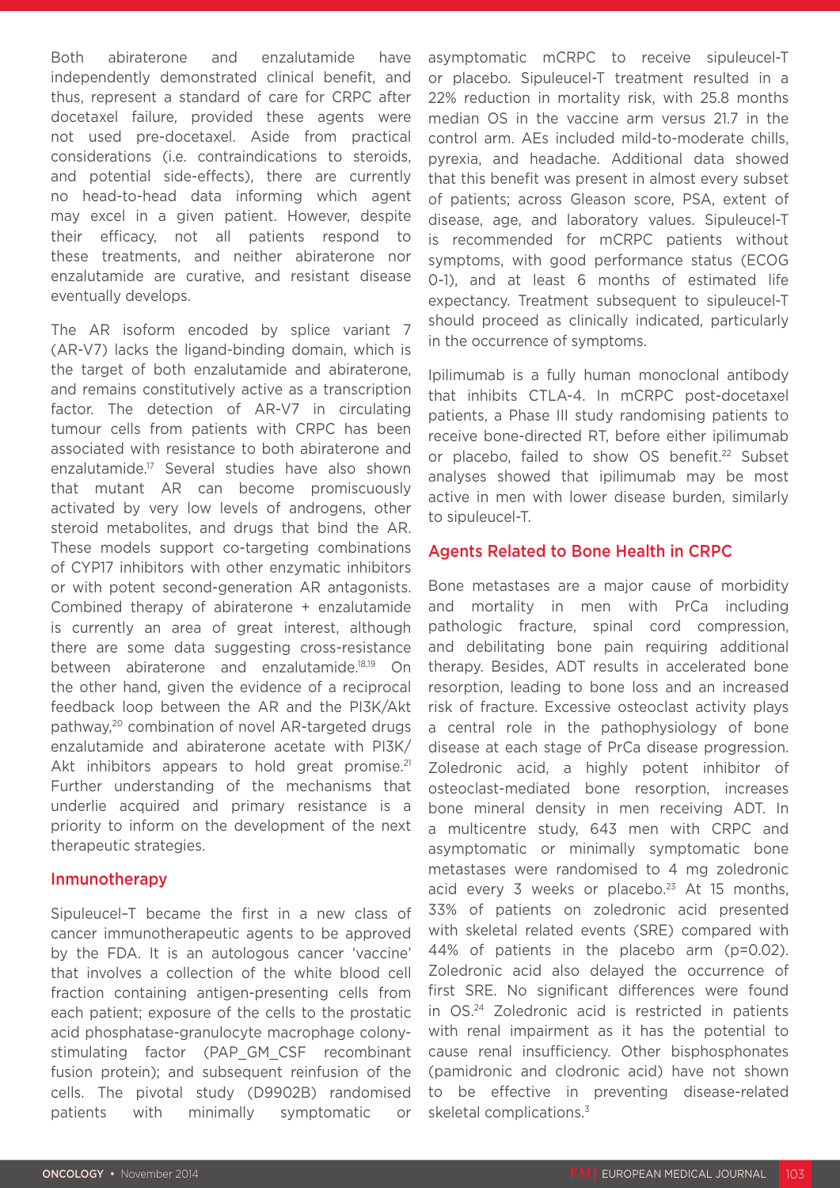Both abiraterone and enzalutamide have independently demonstrated clinical benefit, and thus, represent a standard of care for CRPC after docetaxel failure, provided these agents were not used pre-docetaxel. Aside from practical considerations (i.e. contraindications to steroids, and potential side-effects), there are currently no head-to-head data informing which agent may excel in a given patient. However, despite their efficacy, not all patients respond to these treatments, and neither abiraterone nor enzalutamide are curative, and resistant disease eventually develops.

The AR isoform encoded by splice variant 7 (AR-V7) lacks the ligand-binding domain, which is the target of both enzalutamide and abiraterone, and remains constitutively active as a transcription factor. The detection of AR-V7 in circulating tumour cells from patients with CRPC has been associated with resistance to both abiraterone and enzalutamide.[17] Several studies have also shown that mutant AR can become promiscuously activated by very low levels of androgens, other steroid metabolites, and drugs that bind the AR. These models support co-targeting combinations of CYP17 inhibitors with other enzymatic inhibitors or with potent second-generation AR antagonists. Combined therapy of abiraterone + enzalutamide is currently an area of great interest, although there are some data suggesting cross-resistance between abiraterone and enzalutamide.[18,19] On the other hand, given the evidence of a reciprocal feedback loop between the AR and the PI3K/Akt pathway,[20] combination of novel AR-targeted drugs enzalutamide and abiraterone acetate with PI3K/Akt inhibitors appears to hold great promise.[21] Further understanding of the mechanisms that underlie acquired and primary resistance is a priority to inform on the development of the next therapeutic strategies.

## Inmunotherapy

Sipuleucel–T became the first in a new class of cancer immunotherapeutic agents to be approved by the FDA. It is an autologous cancer 'vaccine' that involves a collection of the white blood cell fraction containing antigen-presenting cells from each patient; exposure of the cells to the prostatic acid phosphatase-granulocyte macrophage colony-stimulating factor (PAP_GM_CSF recombinant fusion protein); and subsequent reinfusion of the cells. The pivotal study (D9902B) randomised patients with minimally symptomatic or asymptomatic mCRPC to receive sipuleucel-T or placebo. Sipuleucel-T treatment resulted in a 22% reduction in mortality risk, with 25.8 months median OS in the vaccine arm versus 21.7 in the control arm. AEs included mild-to-moderate chills, pyrexia, and headache. Additional data showed that this benefit was present in almost every subset of patients; across Gleason score, PSA, extent of disease, age, and laboratory values. Sipuleucel-T is recommended for mCRPC patients without symptoms, with good performance status (ECOG 0-1), and at least 6 months of estimated life expectancy. Treatment subsequent to sipuleucel-T should proceed as clinically indicated, particularly in the occurrence of symptoms.

Ipilimumab is a fully human monoclonal antibody that inhibits CTLA-4. In mCRPC post-docetaxel patients, a Phase III study randomising patients to receive bone-directed RT, before either ipilimumab or placebo, failed to show OS benefit.[22] Subset analyses showed that ipilimumab may be most active in men with lower disease burden, similarly to sipuleucel-T.

## Agents Related to Bone Health in CRPC

Bone metastases are a major cause of morbidity and mortality in men with PrCa including pathologic fracture, spinal cord compression, and debilitating bone pain requiring additional therapy. Besides, ADT results in accelerated bone resorption, leading to bone loss and an increased risk of fracture. Excessive osteoclast activity plays a central role in the pathophysiology of bone disease at each stage of PrCa disease progression. Zoledronic acid, a highly potent inhibitor of osteoclast-mediated bone resorption, increases bone mineral density in men receiving ADT. In a multicentre study, 643 men with CRPC and asymptomatic or minimally symptomatic bone metastases were randomised to 4 mg zoledronic acid every 3 weeks or placebo.[23] At 15 months, 33% of patients on zoledronic acid presented with skeletal related events (SRE) compared with 44% of patients in the placebo arm (p=0.02). Zoledronic acid also delayed the occurrence of first SRE. No significant differences were found in OS.[24] Zoledronic acid is restricted in patients with renal impairment as it has the potential to cause renal insufficiency. Other bisphosphonates (pamidronic and clodronic acid) have not shown to be effective in preventing disease-related skeletal complications.[3]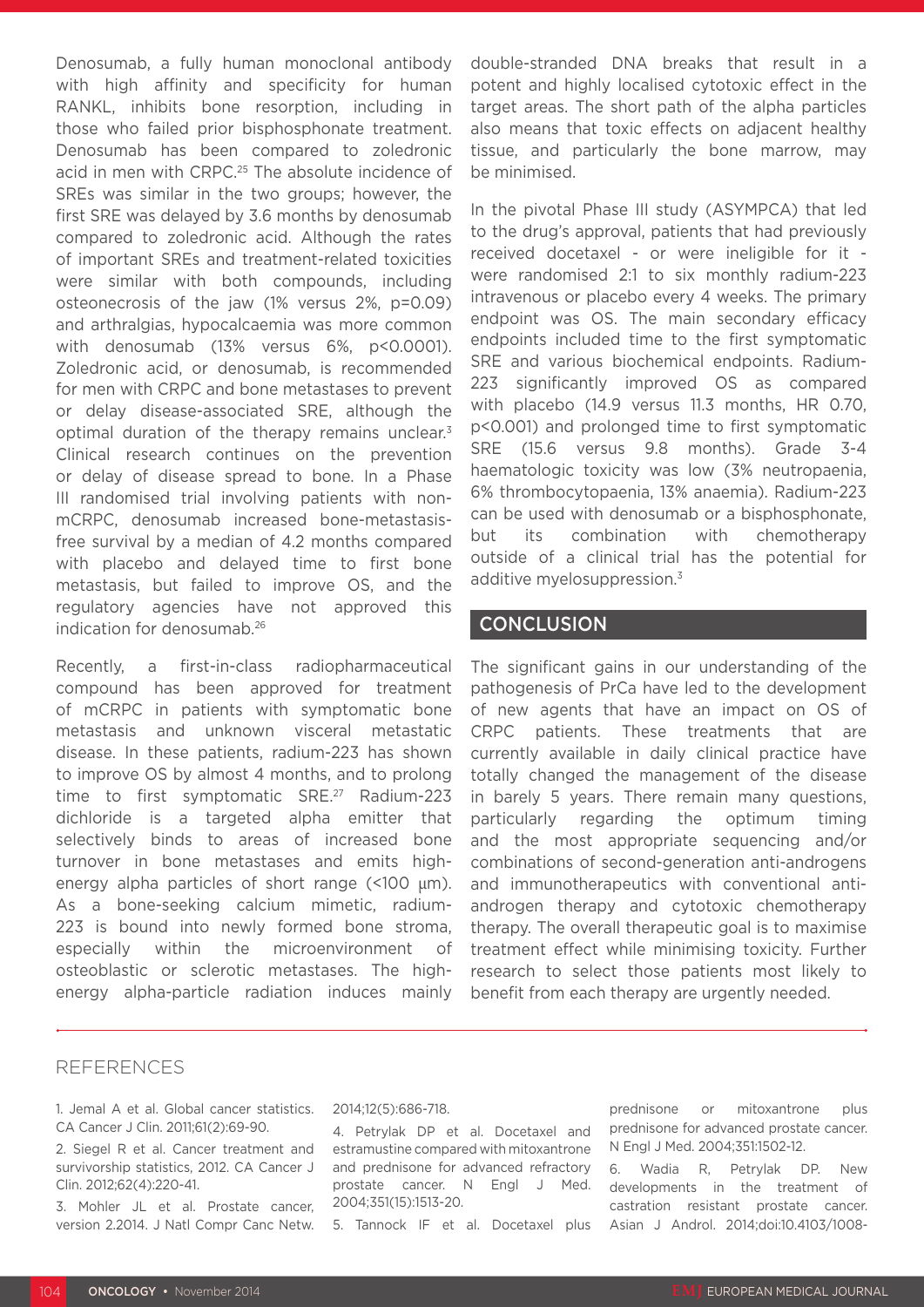Denosumab, a fully human monoclonal antibody with high affinity and specificity for human RANKL, inhibits bone resorption, including in those who failed prior bisphosphonate treatment. Denosumab has been compared to zoledronic acid in men with CRPC.[25] The absolute incidence of SREs was similar in the two groups; however, the first SRE was delayed by 3.6 months by denosumab compared to zoledronic acid. Although the rates of important SREs and treatment-related toxicities were similar with both compounds, including osteonecrosis of the jaw (1% versus 2%, p=0.09) and arthralgias, hypocalcaemia was more common with denosumab (13% versus 6%, p<0.0001). Zoledronic acid, or denosumab, is recommended for men with CRPC and bone metastases to prevent or delay disease-associated SRE, although the optimal duration of the therapy remains unclear.[3] Clinical research continues on the prevention or delay of disease spread to bone. In a Phase III randomised trial involving patients with non-mCRPC, denosumab increased bone-metastasis-free survival by a median of 4.2 months compared with placebo and delayed time to first bone metastasis, but failed to improve OS, and the regulatory agencies have not approved this indication for denosumab.[26]

Recently, a first-in-class radiopharmaceutical compound has been approved for treatment of mCRPC in patients with symptomatic bone metastasis and unknown visceral metastatic disease. In these patients, radium-223 has shown to improve OS by almost 4 months, and to prolong time to first symptomatic SRE.[27] Radium-223 dichloride is a targeted alpha emitter that selectively binds to areas of increased bone turnover in bone metastases and emits high-energy alpha particles of short range (<100 μm). As a bone-seeking calcium mimetic, radium-223 is bound into newly formed bone stroma, especially within the microenvironment of osteoblastic or sclerotic metastases. The high-energy alpha-particle radiation induces mainly double-stranded DNA breaks that result in a potent and highly localised cytotoxic effect in the target areas. The short path of the alpha particles also means that toxic effects on adjacent healthy tissue, and particularly the bone marrow, may be minimised.

In the pivotal Phase III study (ASYMPCA) that led to the drug's approval, patients that had previously received docetaxel - or were ineligible for it - were randomised 2:1 to six monthly radium-223 intravenous or placebo every 4 weeks. The primary endpoint was OS. The main secondary efficacy endpoints included time to the first symptomatic SRE and various biochemical endpoints. Radium-223 significantly improved OS as compared with placebo (14.9 versus 11.3 months, HR 0.70, p<0.001) and prolonged time to first symptomatic SRE (15.6 versus 9.8 months). Grade 3-4 haematologic toxicity was low (3% neutropaenia, 6% thrombocytopaenia, 13% anaemia). Radium-223 can be used with denosumab or a bisphosphonate, but its combination with chemotherapy outside of a clinical trial has the potential for additive myelosuppression.[3]

## CONCLUSION

The significant gains in our understanding of the pathogenesis of PrCa have led to the development of new agents that have an impact on OS of CRPC patients. These treatments that are currently available in daily clinical practice have totally changed the management of the disease in barely 5 years. There remain many questions, particularly regarding the optimum timing and the most appropriate sequencing and/or combinations of second-generation anti-androgens and immunotherapeutics with conventional anti-androgen therapy and cytotoxic chemotherapy therapy. The overall therapeutic goal is to maximise treatment effect while minimising toxicity. Further research to select those patients most likely to benefit from each therapy are urgently needed.

## REFERENCES

1. Jemal A et al. Global cancer statistics. CA Cancer J Clin. 2011;61(2):69-90.

2. Siegel R et al. Cancer treatment and survivorship statistics, 2012. CA Cancer J Clin. 2012;62(4):220-41.

3. Mohler JL et al. Prostate cancer, version 2.2014. J Natl Compr Canc Netw. 2014;12(5):686-718.

4. Petrylak DP et al. Docetaxel and estramustine compared with mitoxantrone and prednisone for advanced refractory prostate cancer. N Engl J Med. 2004;351(15):1513-20.

5. Tannock IF et al. Docetaxel plus prednisone or mitoxantrone plus prednisone for advanced prostate cancer. N Engl J Med. 2004;351:1502-12.

6. Wadia R, Petrylak DP. New developments in the treatment of castration resistant prostate cancer. Asian J Androl. 2014;doi:10.4103/1008-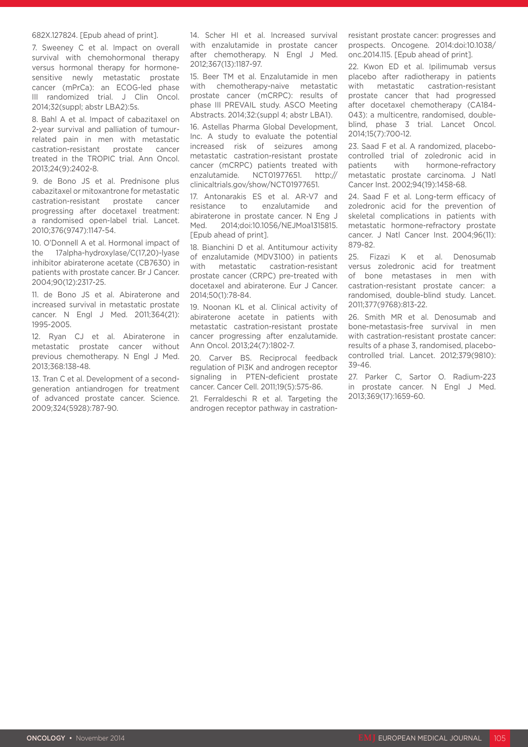682X.127824. [Epub ahead of print].

7. Sweeney C et al. Impact on overall survival with chemohormonal therapy versus hormonal therapy for hormone-sensitive newly metastatic prostate cancer (mPrCa): an ECOG-led phase III randomized trial. J Clin Oncol. 2014;32(suppl; abstr LBA2):5s.

8. Bahl A et al. Impact of cabazitaxel on 2-year survival and palliation of tumour-related pain in men with metastatic castration-resistant prostate cancer treated in the TROPIC trial. Ann Oncol. 2013;24(9):2402-8.

9. de Bono JS et al. Prednisone plus cabazitaxel or mitoxantrone for metastatic castration-resistant prostate cancer progressing after docetaxel treatment: a randomised open-label trial. Lancet. 2010;376(9747):1147-54.

10. O'Donnell A et al. Hormonal impact of the 17alpha-hydroxylase/C(17,20)-lyase inhibitor abiraterone acetate (CB7630) in patients with prostate cancer. Br J Cancer. 2004;90(12):2317-25.

11. de Bono JS et al. Abiraterone and increased survival in metastatic prostate cancer. N Engl J Med. 2011;364(21): 1995-2005.

12. Ryan CJ et al. Abiraterone in metastatic prostate cancer without previous chemotherapy. N Engl J Med. 2013;368:138-48.

13. Tran C et al. Development of a second-generation antiandrogen for treatment of advanced prostate cancer. Science. 2009;324(5928):787-90.

14. Scher HI et al. Increased survival with enzalutamide in prostate cancer after chemotherapy. N Engl J Med. 2012;367(13):1187-97.

15. Beer TM et al. Enzalutamide in men with chemotherapy-naive metastatic prostate cancer (mCRPC): results of phase III PREVAIL study. ASCO Meeting Abstracts. 2014;32:(suppl 4; abstr LBA1).

16. Astellas Pharma Global Development, Inc. A study to evaluate the potential increased risk of seizures among metastatic castration-resistant prostate cancer (mCRPC) patients treated with enzalutamide. NCT01977651. http://clinicaltrials.gov/show/NCT01977651.

17. Antonarakis ES et al. AR-V7 and resistance to enzalutamide and abiraterone in prostate cancer. N Eng J Med. 2014;doi:10.1056/NEJMoa1315815. [Epub ahead of print].

18. Bianchini D et al. Antitumour activity of enzalutamide (MDV3100) in patients with metastatic castration-resistant prostate cancer (CRPC) pre-treated with docetaxel and abiraterone. Eur J Cancer. 2014;50(1):78-84.

19. Noonan KL et al. Clinical activity of abiraterone acetate in patients with metastatic castration-resistant prostate cancer progressing after enzalutamide. Ann Oncol. 2013;24(7):1802-7.

20. Carver BS. Reciprocal feedback regulation of PI3K and androgen receptor signaling in PTEN-deficient prostate cancer. Cancer Cell. 2011;19(5):575-86.

21. Ferraldeschi R et al. Targeting the androgen receptor pathway in castration-resistant prostate cancer: progresses and prospects. Oncogene. 2014:doi:10.1038/onc.2014.115. [Epub ahead of print].

22. Kwon ED et al. Ipilimumab versus placebo after radiotherapy in patients with metastatic castration-resistant prostate cancer that had progressed after docetaxel chemotherapy (CA184-043): a multicentre, randomised, double-blind, phase 3 trial. Lancet Oncol. 2014;15(7):700-12.

23. Saad F et al. A randomized, placebo-controlled trial of zoledronic acid in patients with hormone-refractory metastatic prostate carcinoma. J Natl Cancer Inst. 2002;94(19):1458-68.

24. Saad F et al. Long-term efficacy of zoledronic acid for the prevention of skeletal complications in patients with metastatic hormone-refractory prostate cancer. J Natl Cancer Inst. 2004;96(11): 879-82.

25. Fizazi K et al. Denosumab versus zoledronic acid for treatment of bone metastases in men with castration-resistant prostate cancer: a randomised, double-blind study. Lancet. 2011;377(9768):813-22.

26. Smith MR et al. Denosumab and bone-metastasis-free survival in men with castration-resistant prostate cancer: results of a phase 3, randomised, placebo-controlled trial. Lancet. 2012;379(9810): 39-46.

27. Parker C, Sartor O. Radium-223 in prostate cancer. N Engl J Med. 2013;369(17):1659-60.